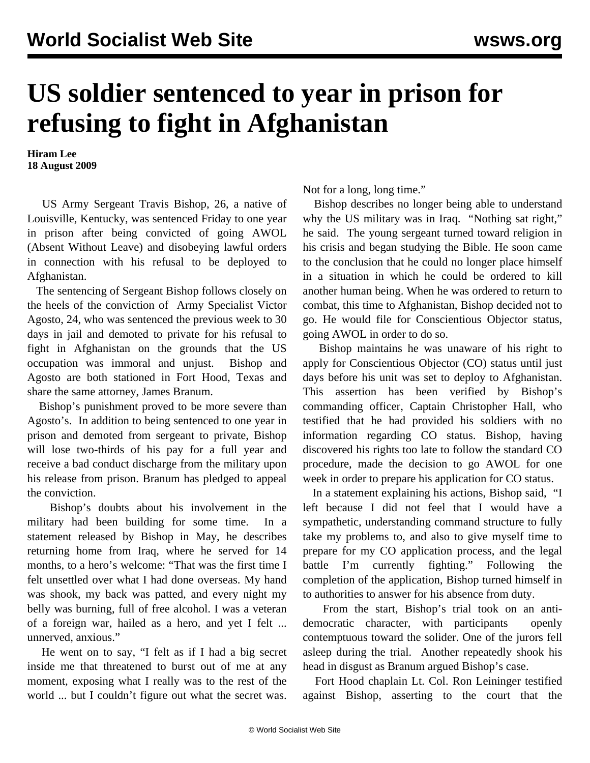# US soldier sentenced to year in prison for refusing to fight in Afghanistan

**Hiram Lee**
**18 August 2009**

US Army Sergeant Travis Bishop, 26, a native of Louisville, Kentucky, was sentenced Friday to one year in prison after being convicted of going AWOL (Absent Without Leave) and disobeying lawful orders in connection with his refusal to be deployed to Afghanistan.

The sentencing of Sergeant Bishop follows closely on the heels of the conviction of Army Specialist Victor Agosto, 24, who was sentenced the previous week to 30 days in jail and demoted to private for his refusal to fight in Afghanistan on the grounds that the US occupation was immoral and unjust. Bishop and Agosto are both stationed in Fort Hood, Texas and share the same attorney, James Branum.

Bishop's punishment proved to be more severe than Agosto's. In addition to being sentenced to one year in prison and demoted from sergeant to private, Bishop will lose two-thirds of his pay for a full year and receive a bad conduct discharge from the military upon his release from prison. Branum has pledged to appeal the conviction.

Bishop's doubts about his involvement in the military had been building for some time. In a statement released by Bishop in May, he describes returning home from Iraq, where he served for 14 months, to a hero's welcome: "That was the first time I felt unsettled over what I had done overseas. My hand was shook, my back was patted, and every night my belly was burning, full of free alcohol. I was a veteran of a foreign war, hailed as a hero, and yet I felt ... unnerved, anxious."

He went on to say, "I felt as if I had a big secret inside me that threatened to burst out of me at any moment, exposing what I really was to the rest of the world ... but I couldn't figure out what the secret was. Not for a long, long time."

Bishop describes no longer being able to understand why the US military was in Iraq. "Nothing sat right," he said. The young sergeant turned toward religion in his crisis and began studying the Bible. He soon came to the conclusion that he could no longer place himself in a situation in which he could be ordered to kill another human being. When he was ordered to return to combat, this time to Afghanistan, Bishop decided not to go. He would file for Conscientious Objector status, going AWOL in order to do so.

Bishop maintains he was unaware of his right to apply for Conscientious Objector (CO) status until just days before his unit was set to deploy to Afghanistan. This assertion has been verified by Bishop's commanding officer, Captain Christopher Hall, who testified that he had provided his soldiers with no information regarding CO status. Bishop, having discovered his rights too late to follow the standard CO procedure, made the decision to go AWOL for one week in order to prepare his application for CO status.

In a statement explaining his actions, Bishop said, "I left because I did not feel that I would have a sympathetic, understanding command structure to fully take my problems to, and also to give myself time to prepare for my CO application process, and the legal battle I'm currently fighting." Following the completion of the application, Bishop turned himself in to authorities to answer for his absence from duty.

From the start, Bishop's trial took on an anti-democratic character, with participants openly contemptuous toward the solider. One of the jurors fell asleep during the trial. Another repeatedly shook his head in disgust as Branum argued Bishop's case.

Fort Hood chaplain Lt. Col. Ron Leininger testified against Bishop, asserting to the court that the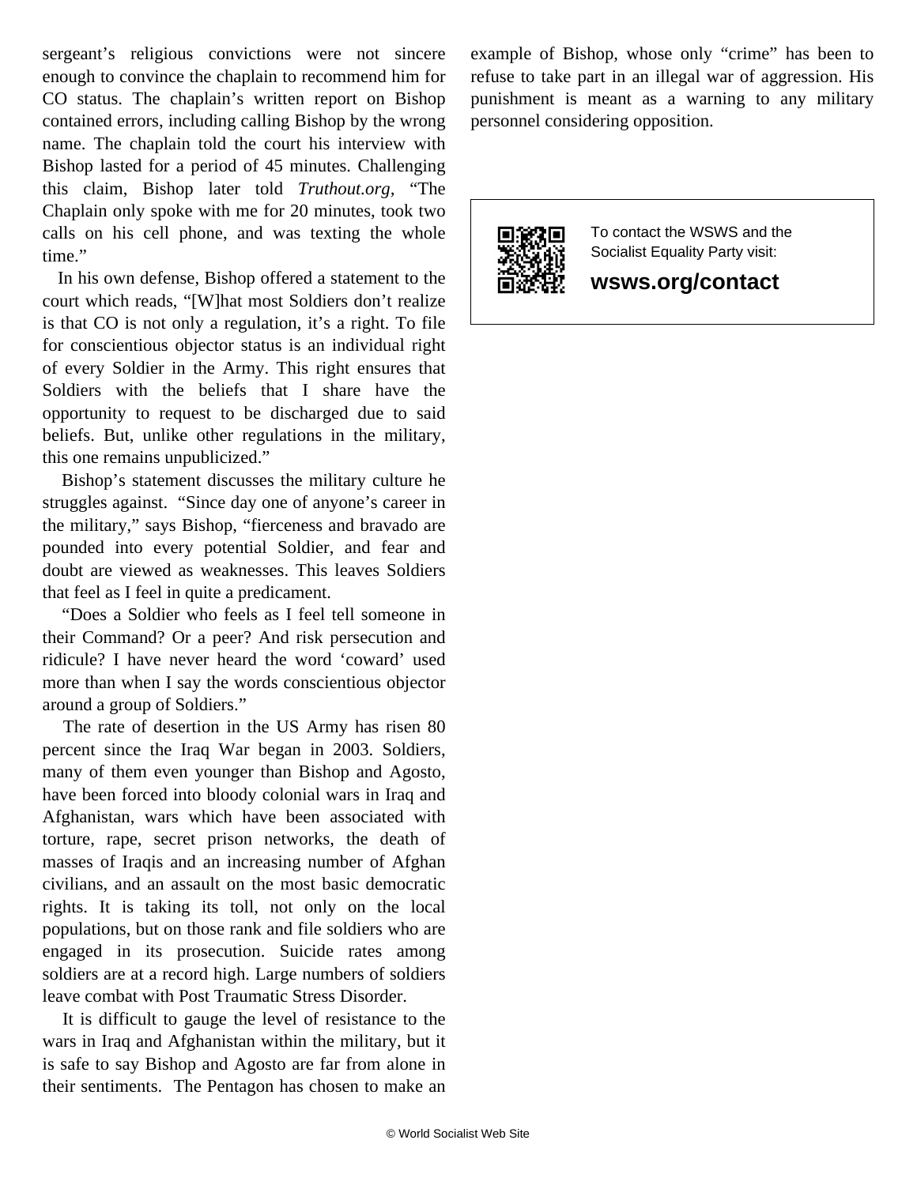sergeant's religious convictions were not sincere enough to convince the chaplain to recommend him for CO status. The chaplain's written report on Bishop contained errors, including calling Bishop by the wrong name. The chaplain told the court his interview with Bishop lasted for a period of 45 minutes. Challenging this claim, Bishop later told *Truthout.org*, "The Chaplain only spoke with me for 20 minutes, took two calls on his cell phone, and was texting the whole time."

In his own defense, Bishop offered a statement to the court which reads, "[W]hat most Soldiers don't realize is that CO is not only a regulation, it's a right. To file for conscientious objector status is an individual right of every Soldier in the Army. This right ensures that Soldiers with the beliefs that I share have the opportunity to request to be discharged due to said beliefs. But, unlike other regulations in the military, this one remains unpublicized."

Bishop's statement discusses the military culture he struggles against. "Since day one of anyone's career in the military," says Bishop, "fierceness and bravado are pounded into every potential Soldier, and fear and doubt are viewed as weaknesses. This leaves Soldiers that feel as I feel in quite a predicament.

"Does a Soldier who feels as I feel tell someone in their Command? Or a peer? And risk persecution and ridicule? I have never heard the word 'coward' used more than when I say the words conscientious objector around a group of Soldiers."

The rate of desertion in the US Army has risen 80 percent since the Iraq War began in 2003. Soldiers, many of them even younger than Bishop and Agosto, have been forced into bloody colonial wars in Iraq and Afghanistan, wars which have been associated with torture, rape, secret prison networks, the death of masses of Iraqis and an increasing number of Afghan civilians, and an assault on the most basic democratic rights. It is taking its toll, not only on the local populations, but on those rank and file soldiers who are engaged in its prosecution. Suicide rates among soldiers are at a record high. Large numbers of soldiers leave combat with Post Traumatic Stress Disorder.

It is difficult to gauge the level of resistance to the wars in Iraq and Afghanistan within the military, but it is safe to say Bishop and Agosto are far from alone in their sentiments. The Pentagon has chosen to make an example of Bishop, whose only "crime" has been to refuse to take part in an illegal war of aggression. His punishment is meant as a warning to any military personnel considering opposition.

To contact the WSWS and the Socialist Equality Party visit:

**wsws.org/contact**